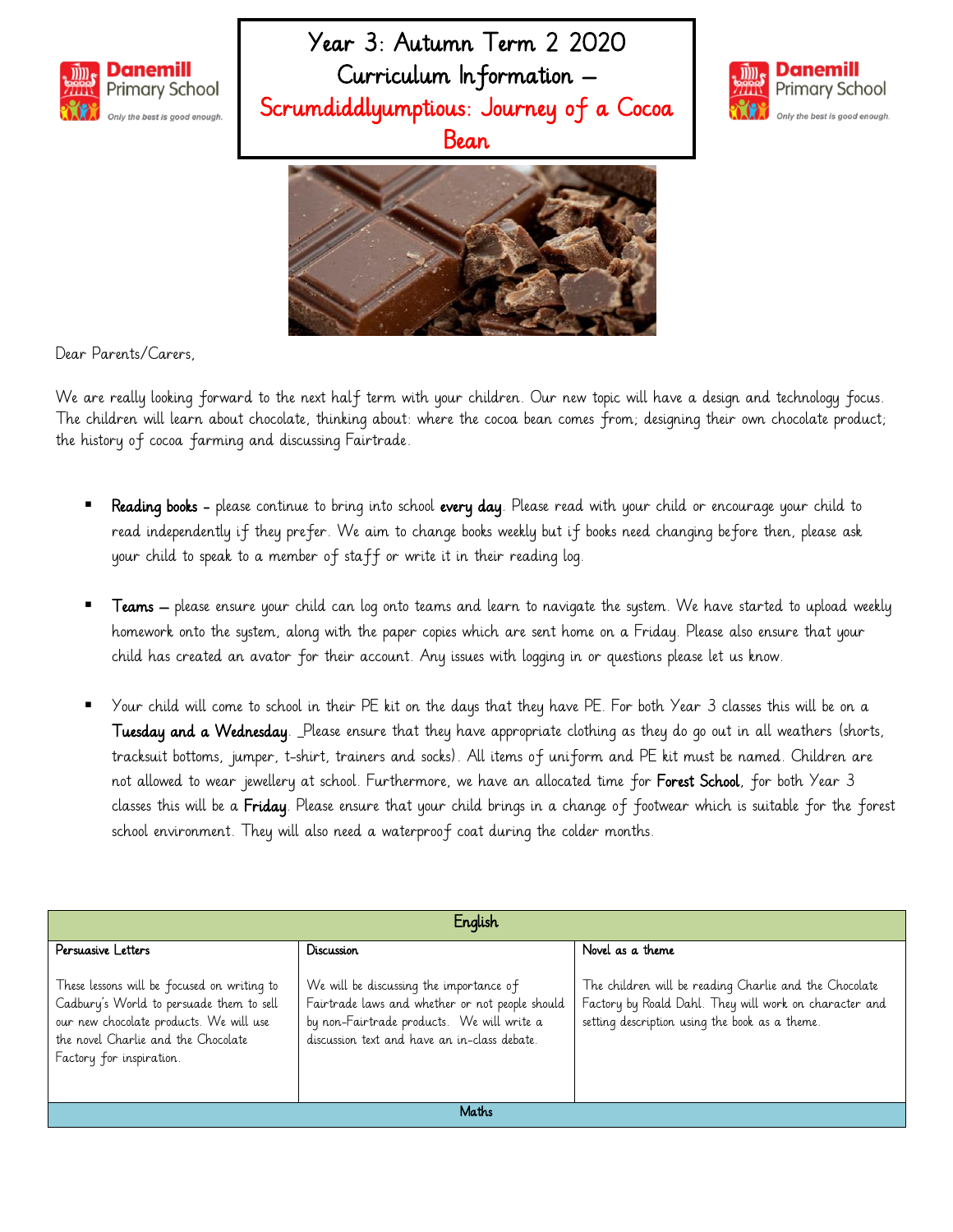# Year 3: Autumn Term 2 2020 Curriculum Information – Scrumdiddlyumptious: Journey of a Cocoa Bean

Dear Parents/Carers,

We are really looking forward to the next half term with your children. Our new topic will have a design and technology focus. The children will learn about chocolate, thinking about: where the cocoa bean comes from; designing their own chocolate product; the history of cocoa farming and discussing Fairtrade.

- **Reading books** – please continue to bring into school **every day**. Please read with your child or encourage your child to read independently if they prefer. We aim to change books weekly but if books need changing before then, please ask your child to speak to a member of staff or write it in their reading log.

- **Teams** – please ensure your child can log onto teams and learn to navigate the system. We have started to upload weekly homework onto the system, along with the paper copies which are sent home on a Friday. Please also ensure that your child has created an avator for their account. Any issues with logging in or questions please let us know.

- Your child will come to school in their PE kit on the days that they have PE. For both Year 3 classes this will be on a **Tuesday and a Wednesday**. Please ensure that they have appropriate clothing as they do go out in all weathers (shorts, tracksuit bottoms, jumper, t-shirt, trainers and socks). All items of uniform and PE kit must be named. Children are not allowed to wear jewellery at school. Furthermore, we have an allocated time for **Forest School**, for both Year 3 classes this will be a **Friday**. Please ensure that your child brings in a change of footwear which is suitable for the forest school environment. They will also need a waterproof coat during the colder months.

| English | | |
|---|---|---|
| **Persuasive Letters**<br><br>These lessons will be focused on writing to Cadbury's World to persuade them to sell our new chocolate products. We will use the novel Charlie and the Chocolate Factory for inspiration. | **Discussion**<br><br>We will be discussing the importance of Fairtrade laws and whether or not people should by non-Fairtrade products. We will write a discussion text and have an in-class debate. | **Novel as a theme**<br><br>The children will be reading Charlie and the Chocolate Factory by Roald Dahl. They will work on character and setting description using the book as a theme. |
| **Maths** | | |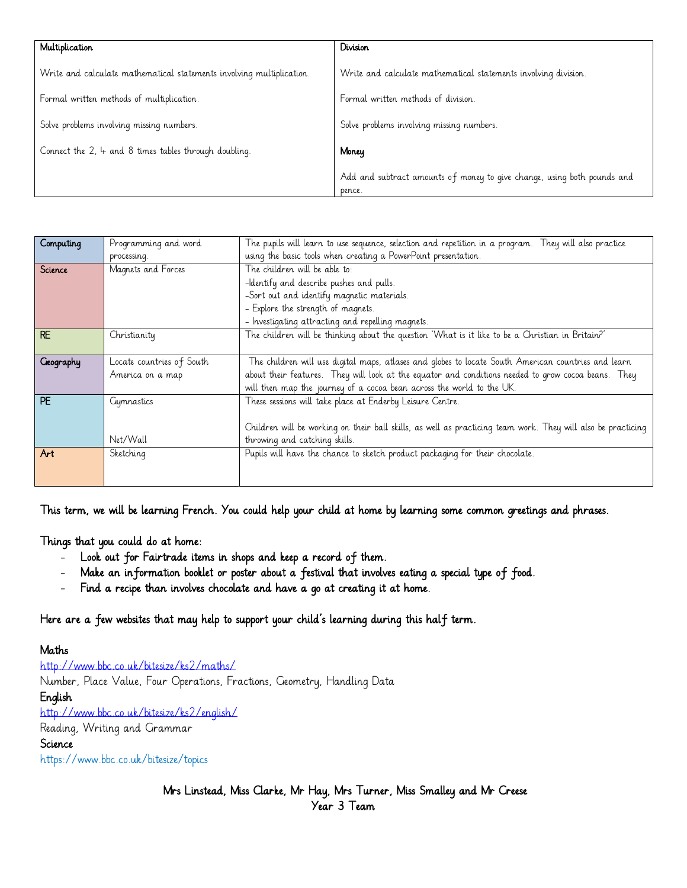| Multiplication | Division |
| --- | --- |
| Write and calculate mathematical statements involving multiplication. | Write and calculate mathematical statements involving division. |
| Formal written methods of multiplication. | Formal written methods of division. |
| Solve problems involving missing numbers. | Solve problems involving missing numbers. |
| Connect the 2, 4 and 8 times tables through doubling. | **Money** |
| | Add and subtract amounts of money to give change, using both pounds and pence. |

| | | |
| --- | --- | --- |
| Computing | Programming and word processing. | The pupils will learn to use sequence, selection and repetition in a program. They will also practice using the basic tools when creating a PowerPoint presentation. |
| Science | Magnets and Forces | The children will be able to:<br>-Identify and describe pushes and pulls.<br>-Sort out and identify magnetic materials.<br>- Explore the strength of magnets.<br>- Investigating attracting and repelling magnets. |
| RE | Christianity | The children will be thinking about the question 'What is it like to be a Christian in Britain?' |
| Geography | Locate countries of South America on a map | The children will use digital maps, atlases and globes to locate South American countries and learn about their features. They will look at the equator and conditions needed to grow cocoa beans. They will then map the journey of a cocoa bean across the world to the UK. |
| PE | Gymnastics<br><br>Net/Wall | These sessions will take place at Enderby Leisure Centre.<br><br>Children will be working on their ball skills, as well as practicing team work. They will also be practicing throwing and catching skills. |
| Art | Sketching | Pupils will have the chance to sketch product packaging for their chocolate. |

This term, we will be learning French. You could help your child at home by learning some common greetings and phrases.

Things that you could do at home:

- Look out for Fairtrade items in shops and keep a record of them.
- Make an information booklet or poster about a festival that involves eating a special type of food.
- Find a recipe than involves chocolate and have a go at creating it at home.

Here are a few websites that may help to support your child's learning during this half term.

**Maths**
http://www.bbc.co.uk/bitesize/ks2/maths/
Number, Place Value, Four Operations, Fractions, Geometry, Handling Data

**English**
http://www.bbc.co.uk/bitesize/ks2/english/
Reading, Writing and Grammar

**Science**
https://www.bbc.co.uk/bitesize/topics

Mrs Linstead, Miss Clarke, Mr Hay, Mrs Turner, Miss Smalley and Mr Creese
Year 3 Team